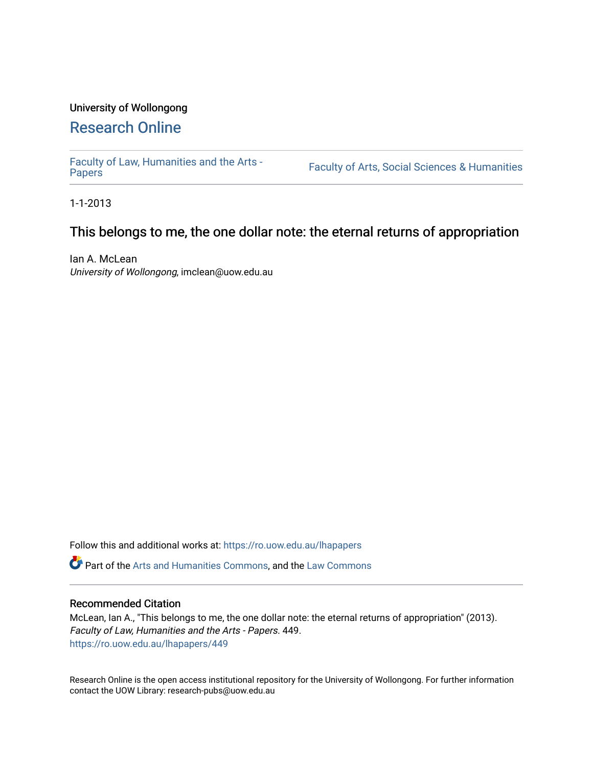University of Wollongong

# Research Online

Faculty of Law, Humanities and the Arts - Papers

Faculty of Arts, Social Sciences & Humanities

1-1-2013

## This belongs to me, the one dollar note: the eternal returns of appropriation

Ian A. McLean
*University of Wollongong*, imclean@uow.edu.au

Follow this and additional works at: https://ro.uow.edu.au/lhapapers

Part of the Arts and Humanities Commons, and the Law Commons

### Recommended Citation

McLean, Ian A., "This belongs to me, the one dollar note: the eternal returns of appropriation" (2013). *Faculty of Law, Humanities and the Arts - Papers*. 449.
https://ro.uow.edu.au/lhapapers/449

Research Online is the open access institutional repository for the University of Wollongong. For further information contact the UOW Library: research-pubs@uow.edu.au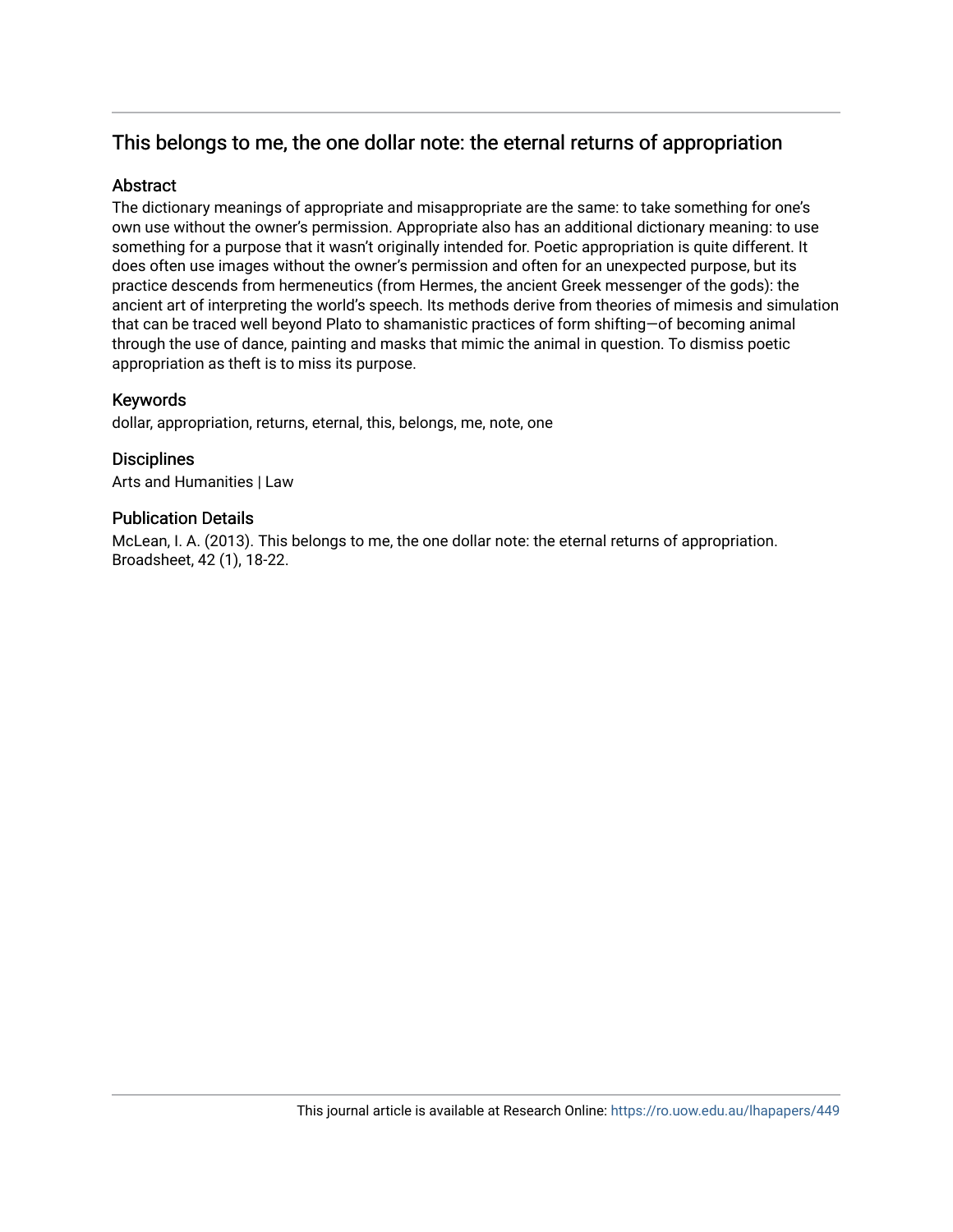## This belongs to me, the one dollar note: the eternal returns of appropriation

### Abstract

The dictionary meanings of appropriate and misappropriate are the same: to take something for one's own use without the owner's permission. Appropriate also has an additional dictionary meaning: to use something for a purpose that it wasn't originally intended for. Poetic appropriation is quite different. It does often use images without the owner's permission and often for an unexpected purpose, but its practice descends from hermeneutics (from Hermes, the ancient Greek messenger of the gods): the ancient art of interpreting the world's speech. Its methods derive from theories of mimesis and simulation that can be traced well beyond Plato to shamanistic practices of form shifting—of becoming animal through the use of dance, painting and masks that mimic the animal in question. To dismiss poetic appropriation as theft is to miss its purpose.

### Keywords

dollar, appropriation, returns, eternal, this, belongs, me, note, one

### Disciplines

Arts and Humanities | Law

### Publication Details

McLean, I. A. (2013). This belongs to me, the one dollar note: the eternal returns of appropriation. Broadsheet, 42 (1), 18-22.

This journal article is available at Research Online: https://ro.uow.edu.au/lhapapers/449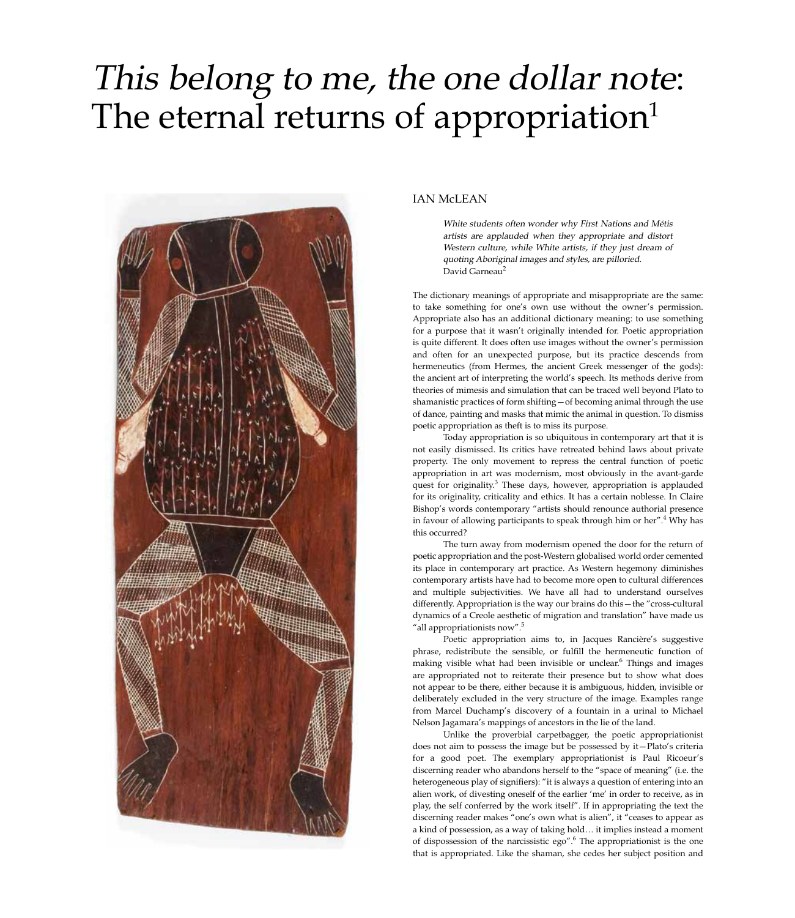# *This belong to me, the one dollar note*: The eternal returns of appropriation[1]

IAN McLEAN

> *White students often wonder why First Nations and Métis artists are applauded when they appropriate and distort Western culture, while White artists, if they just dream of quoting Aboriginal images and styles, are pilloried.*
> David Garneau[2]

The dictionary meanings of appropriate and misappropriate are the same: to take something for one's own use without the owner's permission. Appropriate also has an additional dictionary meaning: to use something for a purpose that it wasn't originally intended for. Poetic appropriation is quite different. It does often use images without the owner's permission and often for an unexpected purpose, but its practice descends from hermeneutics (from Hermes, the ancient Greek messenger of the gods): the ancient art of interpreting the world's speech. Its methods derive from theories of mimesis and simulation that can be traced well beyond Plato to shamanistic practices of form shifting—of becoming animal through the use of dance, painting and masks that mimic the animal in question. To dismiss poetic appropriation as theft is to miss its purpose.

Today appropriation is so ubiquitous in contemporary art that it is not easily dismissed. Its critics have retreated behind laws about private property. The only movement to repress the central function of poetic appropriation in art was modernism, most obviously in the avant-garde quest for originality.[3] These days, however, appropriation is applauded for its originality, criticality and ethics. It has a certain noblesse. In Claire Bishop's words contemporary "artists should renounce authorial presence in favour of allowing participants to speak through him or her".[4] Why has this occurred?

The turn away from modernism opened the door for the return of poetic appropriation and the post-Western globalised world order cemented its place in contemporary art practice. As Western hegemony diminishes contemporary artists have had to become more open to cultural differences and multiple subjectivities. We have all had to understand ourselves differently. Appropriation is the way our brains do this—the "cross-cultural dynamics of a Creole aesthetic of migration and translation" have made us "all appropriationists now".[5]

Poetic appropriation aims to, in Jacques Rancière's suggestive phrase, redistribute the sensible, or fulfill the hermeneutic function of making visible what had been invisible or unclear.[6] Things and images are appropriated not to reiterate their presence but to show what does not appear to be there, either because it is ambiguous, hidden, invisible or deliberately excluded in the very structure of the image. Examples range from Marcel Duchamp's discovery of a fountain in a urinal to Michael Nelson Jagamara's mappings of ancestors in the lie of the land.

Unlike the proverbial carpetbagger, the poetic appropriationist does not aim to possess the image but be possessed by it—Plato's criteria for a good poet. The exemplary appropriationist is Paul Ricoeur's discerning reader who abandons herself to the "space of meaning" (i.e. the heterogeneous play of signifiers): "it is always a question of entering into an alien work, of divesting oneself of the earlier 'me' in order to receive, as in play, the self conferred by the work itself". If in appropriating the text the discerning reader makes "one's own what is alien", it "ceases to appear as a kind of possession, as a way of taking hold… it implies instead a moment of dispossession of the narcissistic ego".[6] The appropriationist is the one that is appropriated. Like the shaman, she cedes her subject position and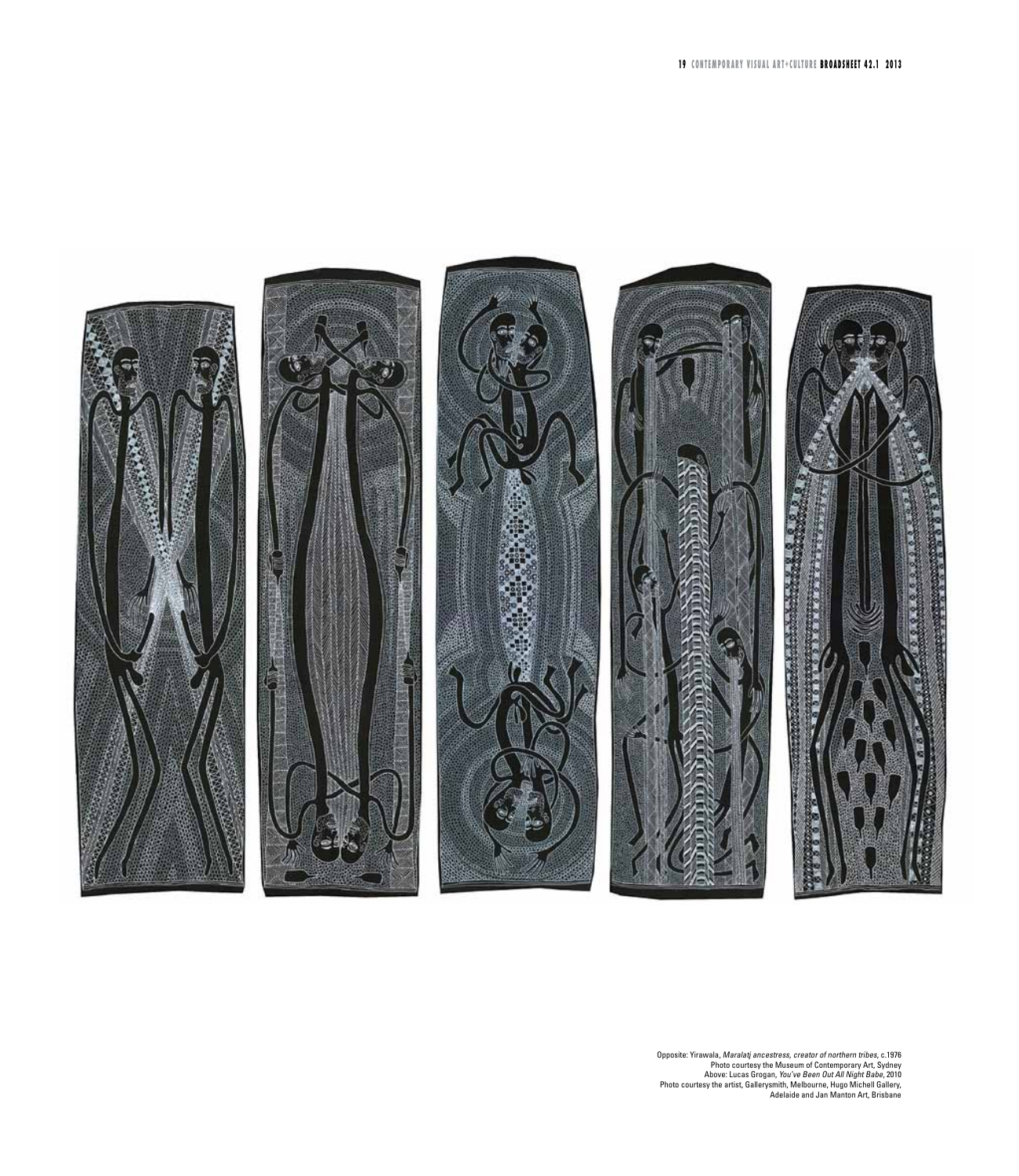Opposite: Yirawala, *Maralatj ancestress, creator of northern tribes*, c.1976
Photo courtesy the Museum of Contemporary Art, Sydney
Above: Lucas Grogan, *You've Been Out All Night Babe*, 2010
Photo courtesy the artist, Gallerysmith, Melbourne, Hugo Michell Gallery, Adelaide and Jan Manton Art, Brisbane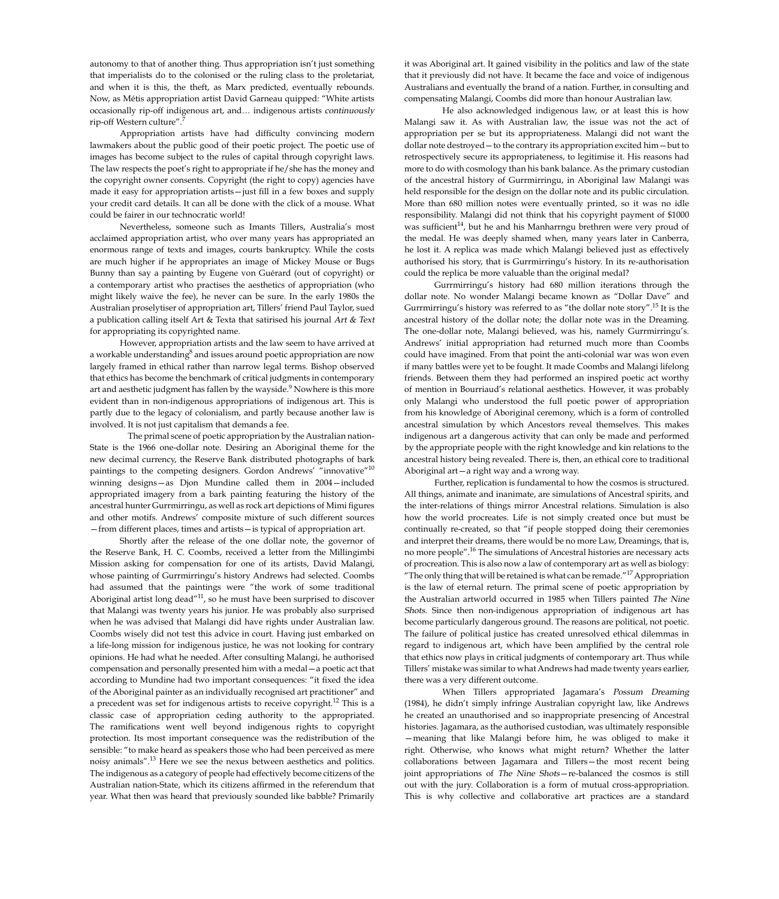autonomy to that of another thing. Thus appropriation isn't just something that imperialists do to the colonised or the ruling class to the proletariat, and when it is this, the theft, as Marx predicted, eventually rebounds. Now, as Métis appropriation artist David Garneau quipped: "White artists occasionally rip-off indigenous art, and… indigenous artists *continuously* rip-off Western culture".[7]

Appropriation artists have had difficulty convincing modern lawmakers about the public good of their poetic project. The poetic use of images has become subject to the rules of capital through copyright laws. The law respects the poet's right to appropriate if he/she has the money and the copyright owner consents. Copyright (the right to copy) agencies have made it easy for appropriation artists—just fill in a few boxes and supply your credit card details. It can all be done with the click of a mouse. What could be fairer in our technocratic world!

Nevertheless, someone such as Imants Tillers, Australia's most acclaimed appropriation artist, who over many years has appropriated an enormous range of texts and images, courts bankruptcy. While the costs are much higher if he appropriates an image of Mickey Mouse or Bugs Bunny than say a painting by Eugene von Guérard (out of copyright) or a contemporary artist who practises the aesthetics of appropriation (who might likely waive the fee), he never can be sure. In the early 1980s the Australian proselytiser of appropriation art, Tillers' friend Paul Taylor, sued a publication calling itself Art & Texta that satirised his journal *Art & Text* for appropriating its copyrighted name.

However, appropriation artists and the law seem to have arrived at a workable understanding[8] and issues around poetic appropriation are now largely framed in ethical rather than narrow legal terms. Bishop observed that ethics has become the benchmark of critical judgments in contemporary art and aesthetic judgment has fallen by the wayside.[9] Nowhere is this more evident than in non-indigenous appropriations of indigenous art. This is partly due to the legacy of colonialism, and partly because another law is involved. It is not just capitalism that demands a fee.

The primal scene of poetic appropriation by the Australian nation-State is the 1966 one-dollar note. Desiring an Aboriginal theme for the new decimal currency, the Reserve Bank distributed photographs of bark paintings to the competing designers. Gordon Andrews' "innovative"[10] winning designs—as Djon Mundine called them in 2004—included appropriated imagery from a bark painting featuring the history of the ancestral hunter Gurrmirringu, as well as rock art depictions of Mimi figures and other motifs. Andrews' composite mixture of such different sources—from different places, times and artists—is typical of appropriation art.

Shortly after the release of the one dollar note, the governor of the Reserve Bank, H. C. Coombs, received a letter from the Millingimbi Mission asking for compensation for one of its artists, David Malangi, whose painting of Gurrmirringu's history Andrews had selected. Coombs had assumed that the paintings were "the work of some traditional Aboriginal artist long dead"[11], so he must have been surprised to discover that Malangi was twenty years his junior. He was probably also surprised when he was advised that Malangi did have rights under Australian law. Coombs wisely did not test this advice in court. Having just embarked on a life-long mission for indigenous justice, he was not looking for contrary opinions. He had what he needed. After consulting Malangi, he authorised compensation and personally presented him with a medal—a poetic act that according to Mundine had two important consequences: "it fixed the idea of the Aboriginal painter as an individually recognised art practitioner" and a precedent was set for indigenous artists to receive copyright.[12] This is a classic case of appropriation ceding authority to the appropriated. The ramifications went well beyond indigenous rights to copyright protection. Its most important consequence was the redistribution of the sensible: "to make heard as speakers those who had been perceived as mere noisy animals".[13] Here we see the nexus between aesthetics and politics. The indigenous as a category of people had effectively become citizens of the Australian nation-State, which its citizens affirmed in the referendum that year. What then was heard that previously sounded like babble? Primarily it was Aboriginal art. It gained visibility in the politics and law of the state that it previously did not have. It became the face and voice of indigenous Australians and eventually the brand of a nation. Further, in consulting and compensating Malangi, Coombs did more than honour Australian law.

He also acknowledged indigenous law, or at least this is how Malangi saw it. As with Australian law, the issue was not the act of appropriation per se but its appropriateness. Malangi did not want the dollar note destroyed—to the contrary its appropriation excited him—but to retrospectively secure its appropriateness, to legitimise it. His reasons had more to do with cosmology than his bank balance. As the primary custodian of the ancestral history of Gurrmirringu, in Aboriginal law Malangi was held responsible for the design on the dollar note and its public circulation. More than 680 million notes were eventually printed, so it was no idle responsibility. Malangi did not think that his copyright payment of $1000 was sufficient[14], but he and his Manharrngu brethren were very proud of the medal. He was deeply shamed when, many years later in Canberra, he lost it. A replica was made which Malangi believed just as effectively authorised his story, that is Gurrmirringu's history. In its re-authorisation could the replica be more valuable than the original medal?

Gurrmirringu's history had 680 million iterations through the dollar note. No wonder Malangi became known as "Dollar Dave" and Gurrmirringu's history was referred to as "the dollar note story".[15] It is the ancestral history of the dollar note; the dollar note was in the Dreaming. The one-dollar note, Malangi believed, was his, namely Gurrmirringu's. Andrews' initial appropriation had returned much more than Coombs could have imagined. From that point the anti-colonial war was won even if many battles were yet to be fought. It made Coombs and Malangi lifelong friends. Between them they had performed an inspired poetic act worthy of mention in Bourriaud's relational aesthetics. However, it was probably only Malangi who understood the full poetic power of appropriation from his knowledge of Aboriginal ceremony, which is a form of controlled ancestral simulation by which Ancestors reveal themselves. This makes indigenous art a dangerous activity that can only be made and performed by the appropriate people with the right knowledge and kin relations to the ancestral history being revealed. There is, then, an ethical core to traditional Aboriginal art—a right way and a wrong way.

Further, replication is fundamental to how the cosmos is structured. All things, animate and inanimate, are simulations of Ancestral spirits, and the inter-relations of things mirror Ancestral relations. Simulation is also how the world procreates. Life is not simply created once but must be continually re-created, so that "if people stopped doing their ceremonies and interpret their dreams, there would be no more Law, Dreamings, that is, no more people".[16] The simulations of Ancestral histories are necessary acts of procreation. This is also now a law of contemporary art as well as biology: "The only thing that will be retained is what can be remade."[17] Appropriation is the law of eternal return. The primal scene of poetic appropriation by the Australian artworld occurred in 1985 when Tillers painted *The Nine Shots*. Since then non-indigenous appropriation of indigenous art has become particularly dangerous ground. The reasons are political, not poetic. The failure of political justice has created unresolved ethical dilemmas in regard to indigenous art, which have been amplified by the central role that ethics now plays in critical judgments of contemporary art. Thus while Tillers' mistake was similar to what Andrews had made twenty years earlier, there was a very different outcome.

When Tillers appropriated Jagamara's *Possum Dreaming* (1984), he didn't simply infringe Australian copyright law, like Andrews he created an unauthorised and so inappropriate presencing of Ancestral histories. Jagamara, as the authorised custodian, was ultimately responsible—meaning that like Malangi before him, he was obliged to make it right. Otherwise, who knows what might return? Whether the latter collaborations between Jagamara and Tillers—the most recent being joint appropriations of *The Nine Shots*—re-balanced the cosmos is still out with the jury. Collaboration is a form of mutual cross-appropriation. This is why collective and collaborative art practices are a standard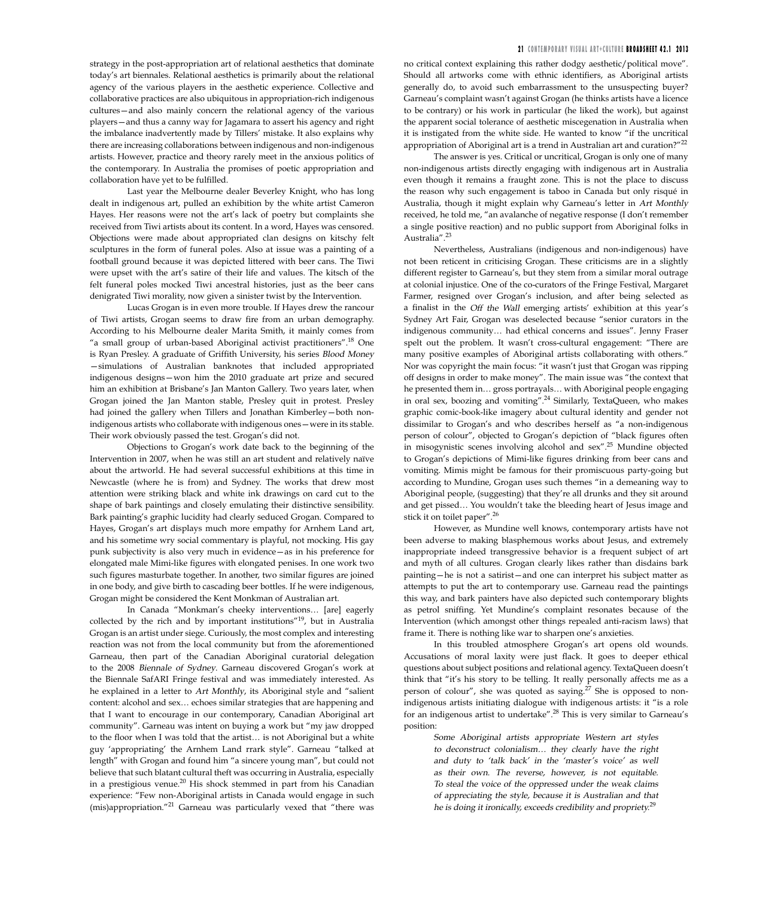strategy in the post-appropriation art of relational aesthetics that dominate today's art biennales. Relational aesthetics is primarily about the relational agency of the various players in the aesthetic experience. Collective and collaborative practices are also ubiquitous in appropriation-rich indigenous cultures—and also mainly concern the relational agency of the various players—and thus a canny way for Jagamara to assert his agency and right the imbalance inadvertently made by Tillers' mistake. It also explains why there are increasing collaborations between indigenous and non-indigenous artists. However, practice and theory rarely meet in the anxious politics of the contemporary. In Australia the promises of poetic appropriation and collaboration have yet to be fulfilled.

Last year the Melbourne dealer Beverley Knight, who has long dealt in indigenous art, pulled an exhibition by the white artist Cameron Hayes. Her reasons were not the art's lack of poetry but complaints she received from Tiwi artists about its content. In a word, Hayes was censored. Objections were made about appropriated clan designs on kitschy felt sculptures in the form of funeral poles. Also at issue was a painting of a football ground because it was depicted littered with beer cans. The Tiwi were upset with the art's satire of their life and values. The kitsch of the felt funeral poles mocked Tiwi ancestral histories, just as the beer cans denigrated Tiwi morality, now given a sinister twist by the Intervention.

Lucas Grogan is in even more trouble. If Hayes drew the rancour of Tiwi artists, Grogan seems to draw fire from an urban demography. According to his Melbourne dealer Marita Smith, it mainly comes from "a small group of urban-based Aboriginal activist practitioners".[18] One is Ryan Presley. A graduate of Griffith University, his series *Blood Money* —simulations of Australian banknotes that included appropriated indigenous designs—won him the 2010 graduate art prize and secured him an exhibition at Brisbane's Jan Manton Gallery. Two years later, when Grogan joined the Jan Manton stable, Presley quit in protest. Presley had joined the gallery when Tillers and Jonathan Kimberley—both non-indigenous artists who collaborate with indigenous ones—were in its stable. Their work obviously passed the test. Grogan's did not.

Objections to Grogan's work date back to the beginning of the Intervention in 2007, when he was still an art student and relatively naïve about the artworld. He had several successful exhibitions at this time in Newcastle (where he is from) and Sydney. The works that drew most attention were striking black and white ink drawings on card cut to the shape of bark paintings and closely emulating their distinctive sensibility. Bark painting's graphic lucidity had clearly seduced Grogan. Compared to Hayes, Grogan's art displays much more empathy for Arnhem Land art, and his sometime wry social commentary is playful, not mocking. His gay punk subjectivity is also very much in evidence—as in his preference for elongated male Mimi-like figures with elongated penises. In one work two such figures masturbate together. In another, two similar figures are joined in one body, and give birth to cascading beer bottles. If he were indigenous, Grogan might be considered the Kent Monkman of Australian art.

In Canada "Monkman's cheeky interventions… [are] eagerly collected by the rich and by important institutions"[19], but in Australia Grogan is an artist under siege. Curiously, the most complex and interesting reaction was not from the local community but from the aforementioned Garneau, then part of the Canadian Aboriginal curatorial delegation to the 2008 *Biennale of Sydney*. Garneau discovered Grogan's work at the Biennale SafARI Fringe festival and was immediately interested. As he explained in a letter to *Art Monthly*, its Aboriginal style and "salient content: alcohol and sex… echoes similar strategies that are happening and that I want to encourage in our contemporary, Canadian Aboriginal art community". Garneau was intent on buying a work but "my jaw dropped to the floor when I was told that the artist… is not Aboriginal but a white guy 'appropriating' the Arnhem Land rrark style". Garneau "talked at length" with Grogan and found him "a sincere young man", but could not believe that such blatant cultural theft was occurring in Australia, especially in a prestigious venue.[20] His shock stemmed in part from his Canadian experience: "Few non-Aboriginal artists in Canada would engage in such (mis)appropriation."[21] Garneau was particularly vexed that "there was no critical context explaining this rather dodgy aesthetic/political move". Should all artworks come with ethnic identifiers, as Aboriginal artists generally do, to avoid such embarrassment to the unsuspecting buyer? Garneau's complaint wasn't against Grogan (he thinks artists have a licence to be contrary) or his work in particular (he liked the work), but against the apparent social tolerance of aesthetic miscegenation in Australia when it is instigated from the white side. He wanted to know "if the uncritical appropriation of Aboriginal art is a trend in Australian art and curation?"[22]

The answer is yes. Critical or uncritical, Grogan is only one of many non-indigenous artists directly engaging with indigenous art in Australia even though it remains a fraught zone. This is not the place to discuss the reason why such engagement is taboo in Canada but only risqué in Australia, though it might explain why Garneau's letter in *Art Monthly* received, he told me, "an avalanche of negative response (I don't remember a single positive reaction) and no public support from Aboriginal folks in Australia".[23]

Nevertheless, Australians (indigenous and non-indigenous) have not been reticent in criticising Grogan. These criticisms are in a slightly different register to Garneau's, but they stem from a similar moral outrage at colonial injustice. One of the co-curators of the Fringe Festival, Margaret Farmer, resigned over Grogan's inclusion, and after being selected as a finalist in the *Off the Wall* emerging artists' exhibition at this year's Sydney Art Fair, Grogan was deselected because "senior curators in the indigenous community… had ethical concerns and issues". Jenny Fraser spelt out the problem. It wasn't cross-cultural engagement: "There are many positive examples of Aboriginal artists collaborating with others." Nor was copyright the main focus: "it wasn't just that Grogan was ripping off designs in order to make money". The main issue was "the context that he presented them in… gross portrayals… with Aboriginal people engaging in oral sex, boozing and vomiting".[24] Similarly, TextaQueen, who makes graphic comic-book-like imagery about cultural identity and gender not dissimilar to Grogan's and who describes herself as "a non-indigenous person of colour", objected to Grogan's depiction of "black figures often in misogynistic scenes involving alcohol and sex".[25] Mundine objected to Grogan's depictions of Mimi-like figures drinking from beer cans and vomiting. Mimis might be famous for their promiscuous party-going but according to Mundine, Grogan uses such themes "in a demeaning way to Aboriginal people, (suggesting) that they're all drunks and they sit around and get pissed… You wouldn't take the bleeding heart of Jesus image and stick it on toilet paper".[26]

However, as Mundine well knows, contemporary artists have not been adverse to making blasphemous works about Jesus, and extremely inappropriate indeed transgressive behavior is a frequent subject of art and myth of all cultures. Grogan clearly likes rather than disdains bark painting—he is not a satirist—and one can interpret his subject matter as attempts to put the art to contemporary use. Garneau read the paintings this way, and bark painters have also depicted such contemporary blights as petrol sniffing. Yet Mundine's complaint resonates because of the Intervention (which amongst other things repealed anti-racism laws) that frame it. There is nothing like war to sharpen one's anxieties.

In this troubled atmosphere Grogan's art opens old wounds. Accusations of moral laxity were just flack. It goes to deeper ethical questions about subject positions and relational agency. TextaQueen doesn't think that "it's his story to be telling. It really personally affects me as a person of colour", she was quoted as saying.[27] She is opposed to non-indigenous artists initiating dialogue with indigenous artists: it "is a role for an indigenous artist to undertake".[28] This is very similar to Garneau's position:

> *Some Aboriginal artists appropriate Western art styles to deconstruct colonialism… they clearly have the right and duty to 'talk back' in the 'master's voice' as well as their own. The reverse, however, is not equitable. To steal the voice of the oppressed under the weak claims of appreciating the style, because it is Australian and that he is doing it ironically, exceeds credibility and propriety.*[29]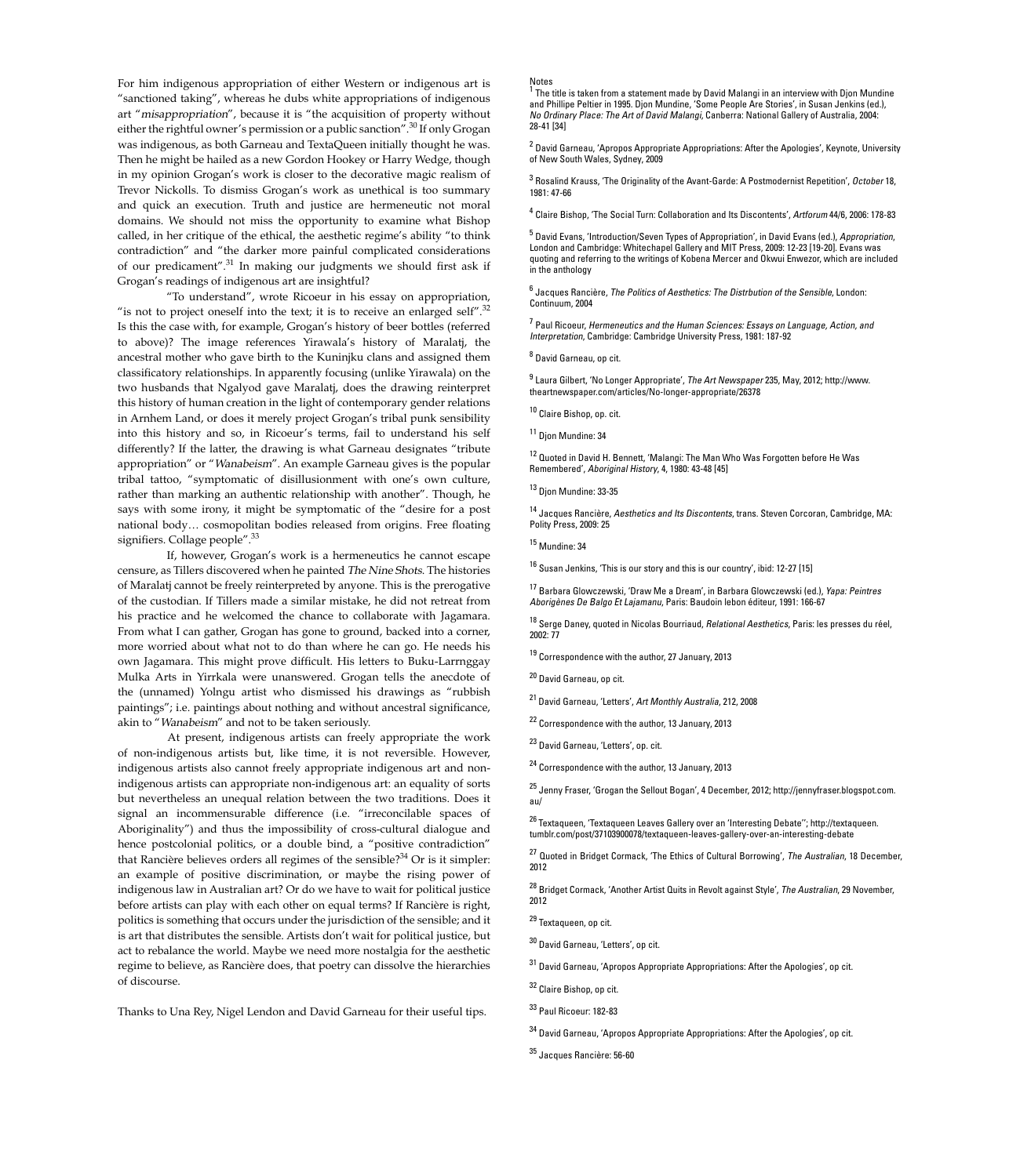For him indigenous appropriation of either Western or indigenous art is "sanctioned taking", whereas he dubs white appropriations of indigenous art "*misappropriation*", because it is "the acquisition of property without either the rightful owner's permission or a public sanction".[30] If only Grogan was indigenous, as both Garneau and TextaQueen initially thought he was. Then he might be hailed as a new Gordon Hookey or Harry Wedge, though in my opinion Grogan's work is closer to the decorative magic realism of Trevor Nickolls. To dismiss Grogan's work as unethical is too summary and quick an execution. Truth and justice are hermeneutic not moral domains. We should not miss the opportunity to examine what Bishop called, in her critique of the ethical, the aesthetic regime's ability "to think contradiction" and "the darker more painful complicated considerations of our predicament".[31] In making our judgments we should first ask if Grogan's readings of indigenous art are insightful?

"To understand", wrote Ricoeur in his essay on appropriation, "is not to project oneself into the text; it is to receive an enlarged self".[32] Is this the case with, for example, Grogan's history of beer bottles (referred to above)? The image references Yirawala's history of Maralatj, the ancestral mother who gave birth to the Kuninjku clans and assigned them classificatory relationships. In apparently focusing (unlike Yirawala) on the two husbands that Ngalyod gave Maralatj, does the drawing reinterpret this history of human creation in the light of contemporary gender relations in Arnhem Land, or does it merely project Grogan's tribal punk sensibility into this history and so, in Ricoeur's terms, fail to understand his self differently? If the latter, the drawing is what Garneau designates "tribute appropriation" or "*Wanabeism*". An example Garneau gives is the popular tribal tattoo, "symptomatic of disillusionment with one's own culture, rather than marking an authentic relationship with another". Though, he says with some irony, it might be symptomatic of the "desire for a post national body… cosmopolitan bodies released from origins. Free floating signifiers. Collage people".[33]

If, however, Grogan's work is a hermeneutics he cannot escape censure, as Tillers discovered when he painted *The Nine Shots*. The histories of Maralatj cannot be freely reinterpreted by anyone. This is the prerogative of the custodian. If Tillers made a similar mistake, he did not retreat from his practice and he welcomed the chance to collaborate with Jagamara. From what I can gather, Grogan has gone to ground, backed into a corner, more worried about what not to do than where he can go. He needs his own Jagamara. This might prove difficult. His letters to Buku-Larrnggay Mulka Arts in Yirrkala were unanswered. Grogan tells the anecdote of the (unnamed) Yolngu artist who dismissed his drawings as "rubbish paintings"; i.e. paintings about nothing and without ancestral significance, akin to "*Wanabeism*" and not to be taken seriously.

At present, indigenous artists can freely appropriate the work of non-indigenous artists but, like time, it is not reversible. However, indigenous artists also cannot freely appropriate indigenous art and non-indigenous artists can appropriate non-indigenous art: an equality of sorts but nevertheless an unequal relation between the two traditions. Does it signal an incommensurable difference (i.e. "irreconcilable spaces of Aboriginality") and thus the impossibility of cross-cultural dialogue and hence postcolonial politics, or a double bind, a "positive contradiction" that Rancière believes orders all regimes of the sensible?[34] Or is it simpler: an example of positive discrimination, or maybe the rising power of indigenous law in Australian art? Or do we have to wait for political justice before artists can play with each other on equal terms? If Rancière is right, politics is something that occurs under the jurisdiction of the sensible; and it is art that distributes the sensible. Artists don't wait for political justice, but act to rebalance the world. Maybe we need more nostalgia for the aesthetic regime to believe, as Rancière does, that poetry can dissolve the hierarchies of discourse.

Thanks to Una Rey, Nigel Lendon and David Garneau for their useful tips.

Notes

[1] The title is taken from a statement made by David Malangi in an interview with Djon Mundine and Phillipe Peltier in 1995. Djon Mundine, 'Some People Are Stories', in Susan Jenkins (ed.), *No Ordinary Place: The Art of David Malangi*, Canberra: National Gallery of Australia, 2004: 28-41 [34]

[2] David Garneau, 'Apropos Appropriate Appropriations: After the Apologies', Keynote, University of New South Wales, Sydney, 2009

[3] Rosalind Krauss, 'The Originality of the Avant-Garde: A Postmodernist Repetition', *October* 18, 1981: 47-66

[4] Claire Bishop, 'The Social Turn: Collaboration and Its Discontents', *Artforum* 44/6, 2006: 178-83

[5] David Evans, 'Introduction/Seven Types of Appropriation', in David Evans (ed.), *Appropriation*, London and Cambridge: Whitechapel Gallery and MIT Press, 2009: 12-23 [19-20]. Evans was quoting and referring to the writings of Kobena Mercer and Okwui Enwezor, which are included in the anthology

[6] Jacques Rancière, *The Politics of Aesthetics: The Distrbution of the Sensible*, London: Continuum, 2004

[7] Paul Ricoeur, *Hermeneutics and the Human Sciences: Essays on Language, Action, and Interpretation*, Cambridge: Cambridge University Press, 1981: 187-92

[8] David Garneau, op cit.

[9] Laura Gilbert, 'No Longer Appropriate', *The Art Newspaper* 235, May, 2012; http://www.theartnewspaper.com/articles/No-longer-appropriate/26378

[10] Claire Bishop, op. cit.

[11] Djon Mundine: 34

[12] Quoted in David H. Bennett, 'Malangi: The Man Who Was Forgotten before He Was Remembered', *Aboriginal History*, 4, 1980: 43-48 [45]

[13] Djon Mundine: 33-35

[14] Jacques Rancière, *Aesthetics and Its Discontents*, trans. Steven Corcoran, Cambridge, MA: Polity Press, 2009: 25

[15] Mundine: 34

[16] Susan Jenkins, 'This is our story and this is our country', ibid: 12-27 [15]

[17] Barbara Glowczewski, 'Draw Me a Dream', in Barbara Glowczewski (ed.), *Yapa: Peintres Aborigènes De Balgo Et Lajamanu*, Paris: Baudoin lebon éditeur, 1991: 166-67

[18] Serge Daney, quoted in Nicolas Bourriaud, *Relational Aesthetics*, Paris: les presses du réel, 2002: 77

[19] Correspondence with the author, 27 January, 2013

[20] David Garneau, op cit.

[21] David Garneau, 'Letters', *Art Monthly Australia*, 212, 2008

[22] Correspondence with the author, 13 January, 2013

[23] David Garneau, 'Letters', op. cit.

[24] Correspondence with the author, 13 January, 2013

[25] Jenny Fraser, 'Grogan the Sellout Bogan', 4 December, 2012; http://jennyfraser.blogspot.com.au/

[26] Textaqueen, 'Textaqueen Leaves Gallery over an 'Interesting Debate''; http://textaqueen.tumblr.com/post/37103900078/textaqueen-leaves-gallery-over-an-interesting-debate

[27] Quoted in Bridget Cormack, 'The Ethics of Cultural Borrowing', *The Australian*, 18 December, 2012

[28] Bridget Cormack, 'Another Artist Quits in Revolt against Style', *The Australian*, 29 November, 2012

[29] Textaqueen, op cit.

[30] David Garneau, 'Letters', op cit.

[31] David Garneau, 'Apropos Appropriate Appropriations: After the Apologies', op cit.

[32] Claire Bishop, op cit.

[33] Paul Ricoeur: 182-83

[34] David Garneau, 'Apropos Appropriate Appropriations: After the Apologies', op cit.

[35] Jacques Rancière: 56-60